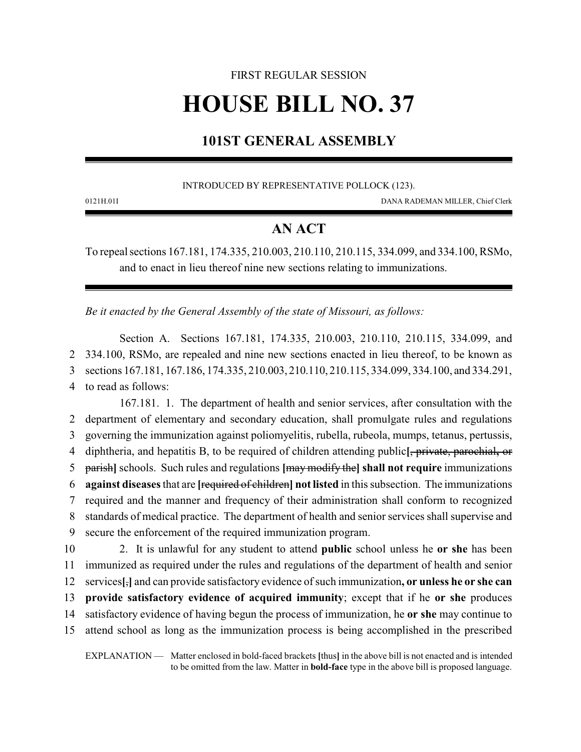FIRST REGULAR SESSION

# HOUSE BILL NO. 37

## 101ST GENERAL ASSEMBLY

INTRODUCED BY REPRESENTATIVE POLLOCK (123).

0121H.01I DANA RADEMAN MILLER, Chief Clerk

## AN ACT

To repeal sections 167.181, 174.335, 210.003, 210.110, 210.115, 334.099, and 334.100, RSMo, and to enact in lieu thereof nine new sections relating to immunizations.

*Be it enacted by the General Assembly of the state of Missouri, as follows:*

Section A. Sections 167.181, 174.335, 210.003, 210.110, 210.115, 334.099, and 334.100, RSMo, are repealed and nine new sections enacted in lieu thereof, to be known as sections 167.181, 167.186, 174.335, 210.003, 210.110, 210.115, 334.099, 334.100, and 334.291, to read as follows:

167.181. 1. The department of health and senior services, after consultation with the department of elementary and secondary education, shall promulgate rules and regulations governing the immunization against poliomyelitis, rubella, rubeola, mumps, tetanus, pertussis, diphtheria, and hepatitis B, to be required of children attending public**[**~~, private, parochial, or parish~~**]** schools. Such rules and regulations **[**~~may modify the~~**] shall not require** immunizations **against diseases** that are **[**~~required of children~~**] not listed** in this subsection. The immunizations required and the manner and frequency of their administration shall conform to recognized standards of medical practice. The department of health and senior services shall supervise and secure the enforcement of the required immunization program.

2. It is unlawful for any student to attend **public** school unless he **or she** has been immunized as required under the rules and regulations of the department of health and senior services**[**~~,~~**]** and can provide satisfactory evidence of such immunization**, or unless he or she can provide satisfactory evidence of acquired immunity**; except that if he **or she** produces satisfactory evidence of having begun the process of immunization, he **or she** may continue to attend school as long as the immunization process is being accomplished in the prescribed

EXPLANATION — Matter enclosed in bold-faced brackets **[**thus**]** in the above bill is not enacted and is intended to be omitted from the law. Matter in **bold-face** type in the above bill is proposed language.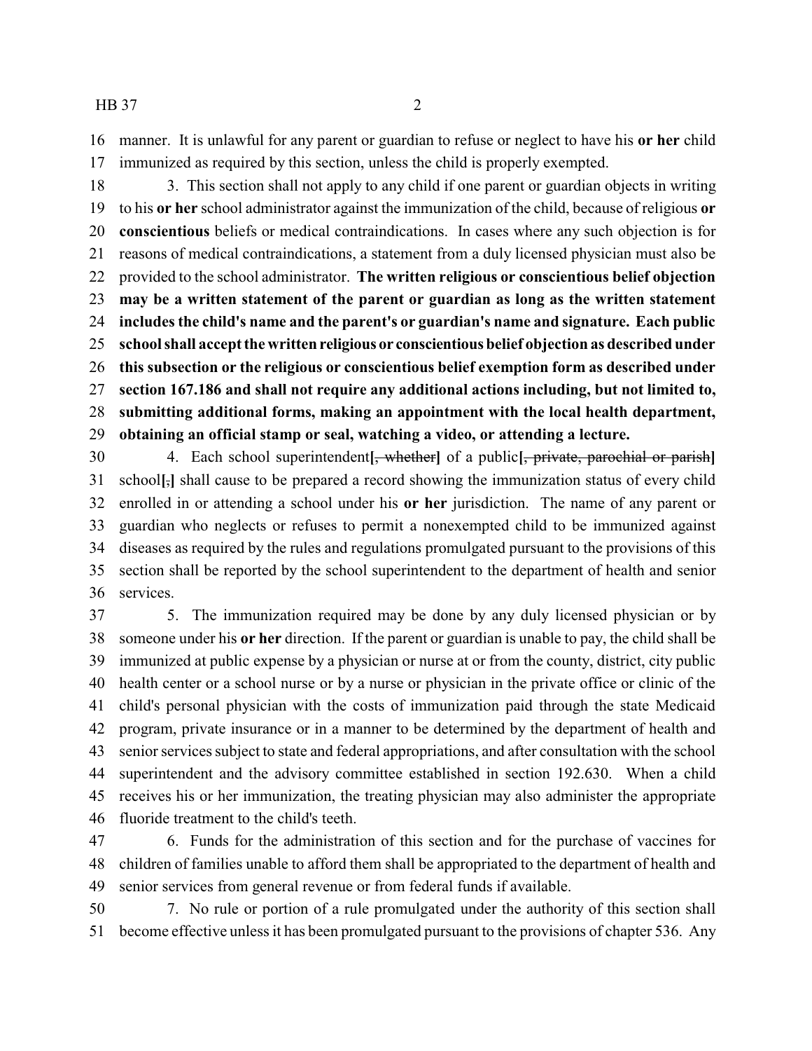manner. It is unlawful for any parent or guardian to refuse or neglect to have his **or her** child immunized as required by this section, unless the child is properly exempted.

3. This section shall not apply to any child if one parent or guardian objects in writing to his **or her** school administrator against the immunization of the child, because of religious **or conscientious** beliefs or medical contraindications. In cases where any such objection is for reasons of medical contraindications, a statement from a duly licensed physician must also be provided to the school administrator. **The written religious or conscientious belief objection may be a written statement of the parent or guardian as long as the written statement includes the child's name and the parent's or guardian's name and signature. Each public school shall accept the written religious or conscientious belief objection as described under this subsection or the religious or conscientious belief exemption form as described under section 167.186 and shall not require any additional actions including, but not limited to, submitting additional forms, making an appointment with the local health department, obtaining an official stamp or seal, watching a video, or attending a lecture.**

4. Each school superintendent**[~~, whether~~]** of a public**[~~, private, parochial or parish~~]** school**[~~,~~]** shall cause to be prepared a record showing the immunization status of every child enrolled in or attending a school under his **or her** jurisdiction. The name of any parent or guardian who neglects or refuses to permit a nonexempted child to be immunized against diseases as required by the rules and regulations promulgated pursuant to the provisions of this section shall be reported by the school superintendent to the department of health and senior services.

5. The immunization required may be done by any duly licensed physician or by someone under his **or her** direction. If the parent or guardian is unable to pay, the child shall be immunized at public expense by a physician or nurse at or from the county, district, city public health center or a school nurse or by a nurse or physician in the private office or clinic of the child's personal physician with the costs of immunization paid through the state Medicaid program, private insurance or in a manner to be determined by the department of health and senior services subject to state and federal appropriations, and after consultation with the school superintendent and the advisory committee established in section 192.630. When a child receives his or her immunization, the treating physician may also administer the appropriate fluoride treatment to the child's teeth.

6. Funds for the administration of this section and for the purchase of vaccines for children of families unable to afford them shall be appropriated to the department of health and senior services from general revenue or from federal funds if available.

7. No rule or portion of a rule promulgated under the authority of this section shall become effective unless it has been promulgated pursuant to the provisions of chapter 536. Any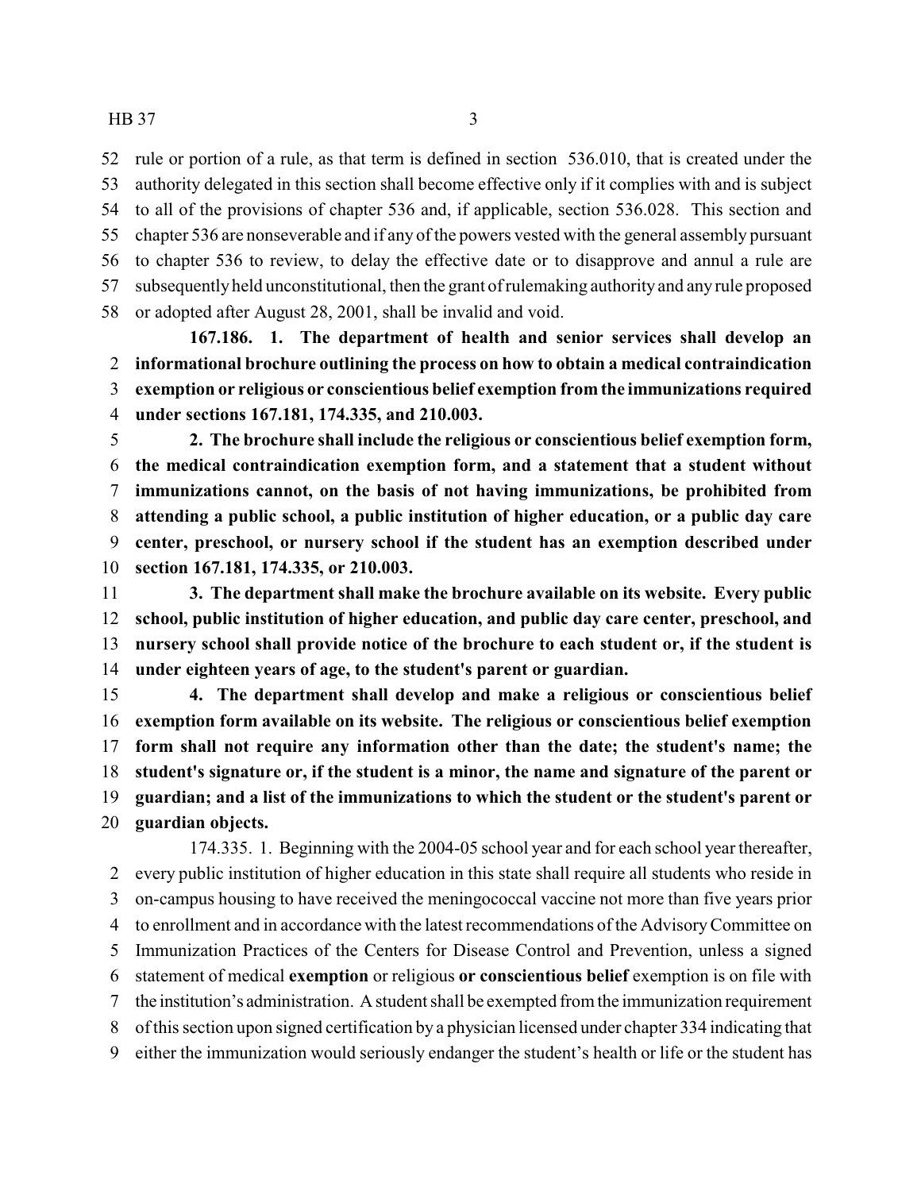rule or portion of a rule, as that term is defined in section 536.010, that is created under the authority delegated in this section shall become effective only if it complies with and is subject to all of the provisions of chapter 536 and, if applicable, section 536.028. This section and chapter 536 are nonseverable and if any of the powers vested with the general assembly pursuant to chapter 536 to review, to delay the effective date or to disapprove and annul a rule are subsequently held unconstitutional, then the grant of rulemaking authority and any rule proposed or adopted after August 28, 2001, shall be invalid and void.

**167.186. 1. The department of health and senior services shall develop an informational brochure outlining the process on how to obtain a medical contraindication exemption or religious or conscientious belief exemption from the immunizations required under sections 167.181, 174.335, and 210.003.**

**2. The brochure shall include the religious or conscientious belief exemption form, the medical contraindication exemption form, and a statement that a student without immunizations cannot, on the basis of not having immunizations, be prohibited from attending a public school, a public institution of higher education, or a public day care center, preschool, or nursery school if the student has an exemption described under section 167.181, 174.335, or 210.003.**

**3. The department shall make the brochure available on its website. Every public school, public institution of higher education, and public day care center, preschool, and nursery school shall provide notice of the brochure to each student or, if the student is under eighteen years of age, to the student's parent or guardian.**

**4. The department shall develop and make a religious or conscientious belief exemption form available on its website. The religious or conscientious belief exemption form shall not require any information other than the date; the student's name; the student's signature or, if the student is a minor, the name and signature of the parent or guardian; and a list of the immunizations to which the student or the student's parent or guardian objects.**

174.335. 1. Beginning with the 2004-05 school year and for each school year thereafter, every public institution of higher education in this state shall require all students who reside in on-campus housing to have received the meningococcal vaccine not more than five years prior to enrollment and in accordance with the latest recommendations of the Advisory Committee on Immunization Practices of the Centers for Disease Control and Prevention, unless a signed statement of medical **exemption** or religious **or conscientious belief** exemption is on file with the institution's administration. A student shall be exempted from the immunization requirement of this section upon signed certification by a physician licensed under chapter 334 indicating that either the immunization would seriously endanger the student's health or life or the student has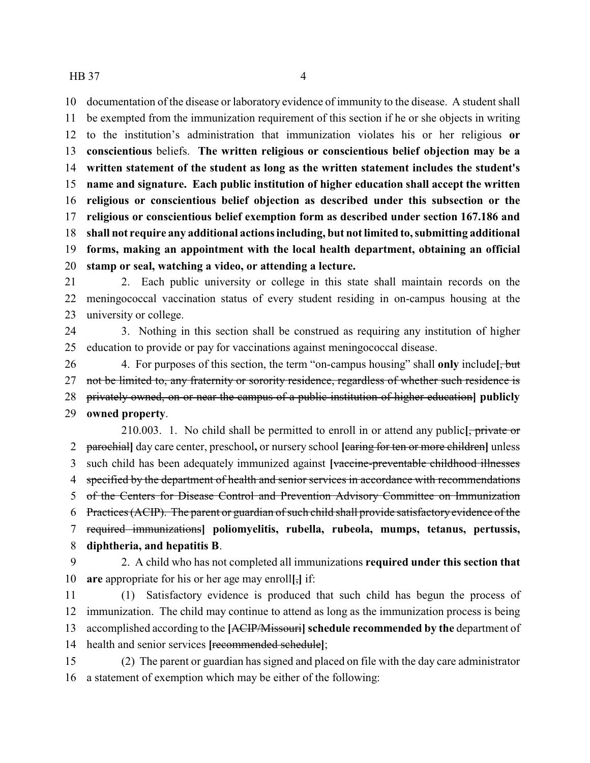documentation of the disease or laboratory evidence of immunity to the disease. A student shall be exempted from the immunization requirement of this section if he or she objects in writing to the institution's administration that immunization violates his or her religious **or conscientious** beliefs. **The written religious or conscientious belief objection may be a written statement of the student as long as the written statement includes the student's name and signature. Each public institution of higher education shall accept the written religious or conscientious belief objection as described under this subsection or the religious or conscientious belief exemption form as described under section 167.186 and shall not require any additional actions including, but not limited to, submitting additional forms, making an appointment with the local health department, obtaining an official stamp or seal, watching a video, or attending a lecture.**

2. Each public university or college in this state shall maintain records on the meningococcal vaccination status of every student residing in on-campus housing at the university or college.

3. Nothing in this section shall be construed as requiring any institution of higher education to provide or pay for vaccinations against meningococcal disease.

4. For purposes of this section, the term "on-campus housing" shall **only** include[~~, but not be limited to, any fraternity or sorority residence, regardless of whether such residence is privately owned, on or near the campus of a public institution of higher education~~] **publicly owned property**.

210.003. 1. No child shall be permitted to enroll in or attend any public[~~, private or parochial~~] day care center, preschool**,** or nursery school [~~caring for ten or more children~~] unless such child has been adequately immunized against [~~vaccine-preventable childhood illnesses specified by the department of health and senior services in accordance with recommendations of the Centers for Disease Control and Prevention Advisory Committee on Immunization Practices (ACIP). The parent or guardian of such child shall provide satisfactory evidence of the required immunizations~~] **poliomyelitis, rubella, rubeola, mumps, tetanus, pertussis, diphtheria, and hepatitis B**.

2. A child who has not completed all immunizations **required under this section that are** appropriate for his or her age may enroll[~~,~~] if:

(1) Satisfactory evidence is produced that such child has begun the process of immunization. The child may continue to attend as long as the immunization process is being accomplished according to the [~~ACIP/Missouri~~] **schedule recommended by the** department of health and senior services [~~recommended schedule~~];

(2) The parent or guardian has signed and placed on file with the day care administrator a statement of exemption which may be either of the following: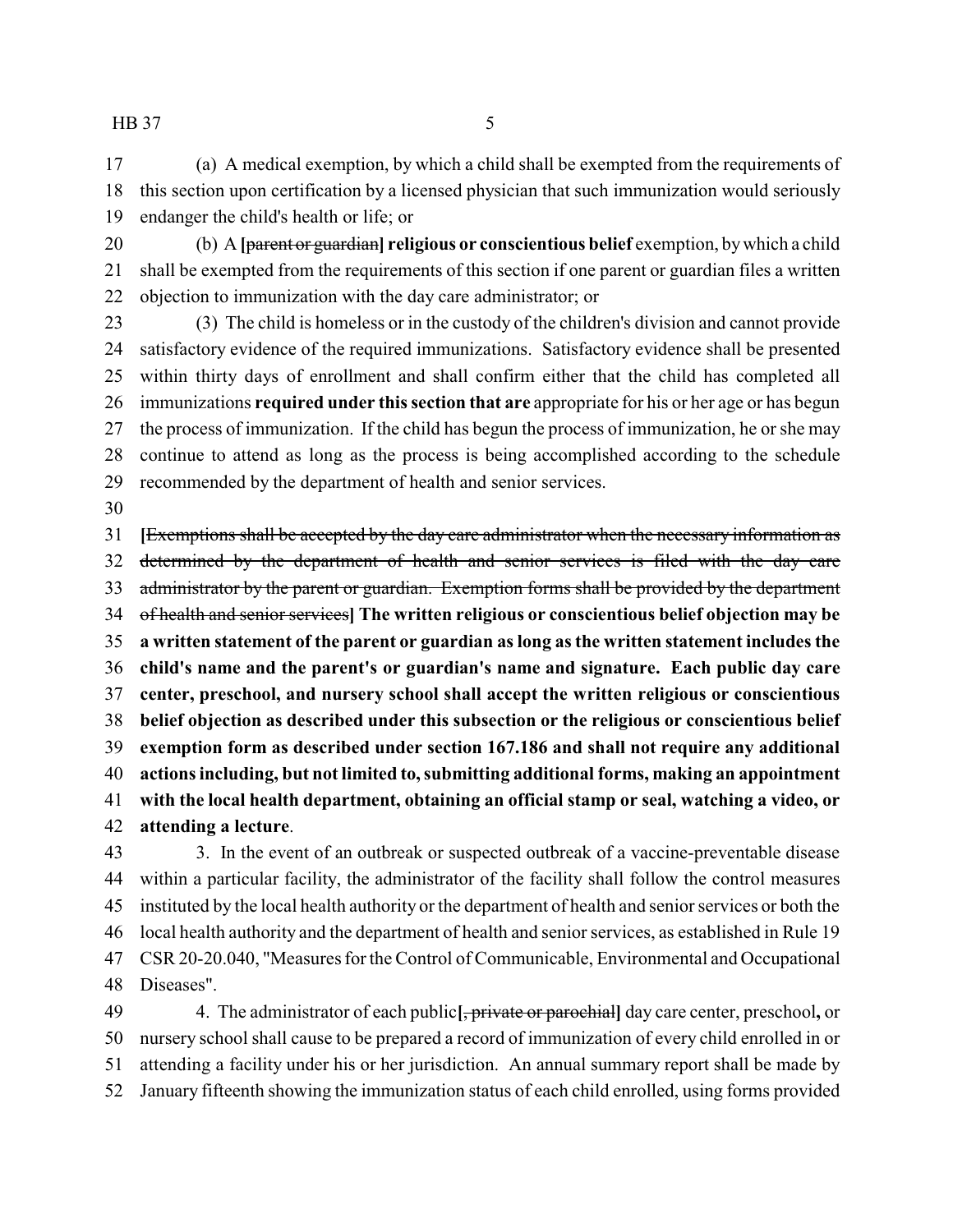(a) A medical exemption, by which a child shall be exempted from the requirements of this section upon certification by a licensed physician that such immunization would seriously endanger the child's health or life; or

(b) A [~~parent or guardian~~] **religious or conscientious belief** exemption, by which a child shall be exempted from the requirements of this section if one parent or guardian files a written objection to immunization with the day care administrator; or

(3) The child is homeless or in the custody of the children's division and cannot provide satisfactory evidence of the required immunizations. Satisfactory evidence shall be presented within thirty days of enrollment and shall confirm either that the child has completed all immunizations **required under this section that are** appropriate for his or her age or has begun the process of immunization. If the child has begun the process of immunization, he or she may continue to attend as long as the process is being accomplished according to the schedule recommended by the department of health and senior services.

[~~Exemptions shall be accepted by the day care administrator when the necessary information as determined by the department of health and senior services is filed with the day care administrator by the parent or guardian. Exemption forms shall be provided by the department of health and senior services~~] **The written religious or conscientious belief objection may be a written statement of the parent or guardian as long as the written statement includes the child's name and the parent's or guardian's name and signature. Each public day care center, preschool, and nursery school shall accept the written religious or conscientious belief objection as described under this subsection or the religious or conscientious belief exemption form as described under section 167.186 and shall not require any additional actions including, but not limited to, submitting additional forms, making an appointment with the local health department, obtaining an official stamp or seal, watching a video, or attending a lecture**.

3. In the event of an outbreak or suspected outbreak of a vaccine-preventable disease within a particular facility, the administrator of the facility shall follow the control measures instituted by the local health authority or the department of health and senior services or both the local health authority and the department of health and senior services, as established in Rule 19 CSR 20-20.040, "Measures for the Control of Communicable, Environmental and Occupational Diseases".

4. The administrator of each public[~~, private or parochial~~] day care center, preschool**,** or nursery school shall cause to be prepared a record of immunization of every child enrolled in or attending a facility under his or her jurisdiction. An annual summary report shall be made by January fifteenth showing the immunization status of each child enrolled, using forms provided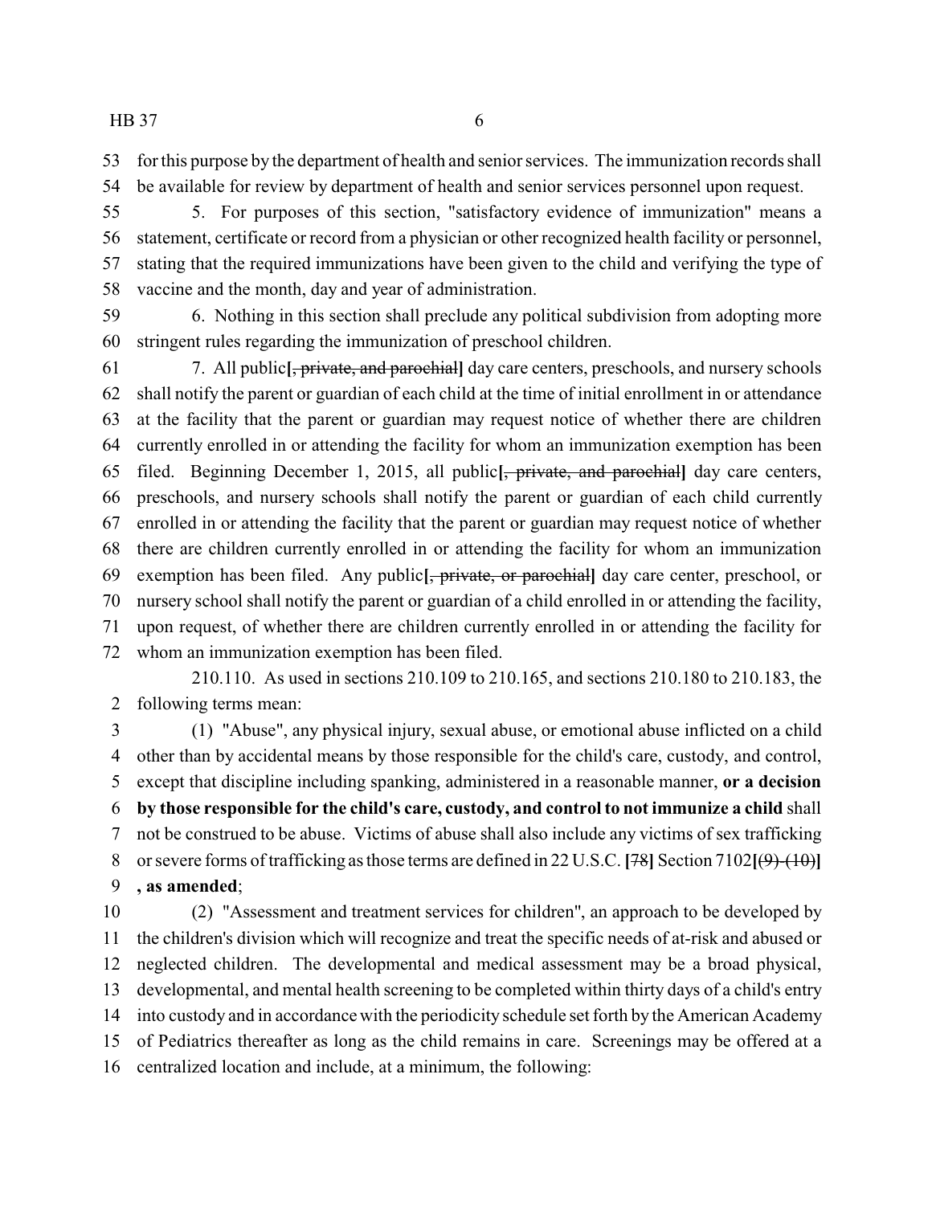for this purpose by the department of health and senior services. The immunization records shall be available for review by department of health and senior services personnel upon request.

5. For purposes of this section, "satisfactory evidence of immunization" means a statement, certificate or record from a physician or other recognized health facility or personnel, stating that the required immunizations have been given to the child and verifying the type of vaccine and the month, day and year of administration.

6. Nothing in this section shall preclude any political subdivision from adopting more stringent rules regarding the immunization of preschool children.

7. All public**[~~, private, and parochial~~]** day care centers, preschools, and nursery schools shall notify the parent or guardian of each child at the time of initial enrollment in or attendance at the facility that the parent or guardian may request notice of whether there are children currently enrolled in or attending the facility for whom an immunization exemption has been filed. Beginning December 1, 2015, all public**[~~, private, and parochial~~]** day care centers, preschools, and nursery schools shall notify the parent or guardian of each child currently enrolled in or attending the facility that the parent or guardian may request notice of whether there are children currently enrolled in or attending the facility for whom an immunization exemption has been filed. Any public**[~~, private, or parochial~~]** day care center, preschool, or nursery school shall notify the parent or guardian of a child enrolled in or attending the facility, upon request, of whether there are children currently enrolled in or attending the facility for whom an immunization exemption has been filed.

210.110. As used in sections 210.109 to 210.165, and sections 210.180 to 210.183, the following terms mean:

(1) "Abuse", any physical injury, sexual abuse, or emotional abuse inflicted on a child other than by accidental means by those responsible for the child's care, custody, and control, except that discipline including spanking, administered in a reasonable manner, **or a decision by those responsible for the child's care, custody, and control to not immunize a child** shall not be construed to be abuse. Victims of abuse shall also include any victims of sex trafficking or severe forms of trafficking as those terms are defined in 22 U.S.C. **[~~78~~]** Section 7102**[~~(9)-(10)~~]** **, as amended**;

(2) "Assessment and treatment services for children", an approach to be developed by the children's division which will recognize and treat the specific needs of at-risk and abused or neglected children. The developmental and medical assessment may be a broad physical, developmental, and mental health screening to be completed within thirty days of a child's entry into custody and in accordance with the periodicity schedule set forth by the American Academy of Pediatrics thereafter as long as the child remains in care. Screenings may be offered at a centralized location and include, at a minimum, the following: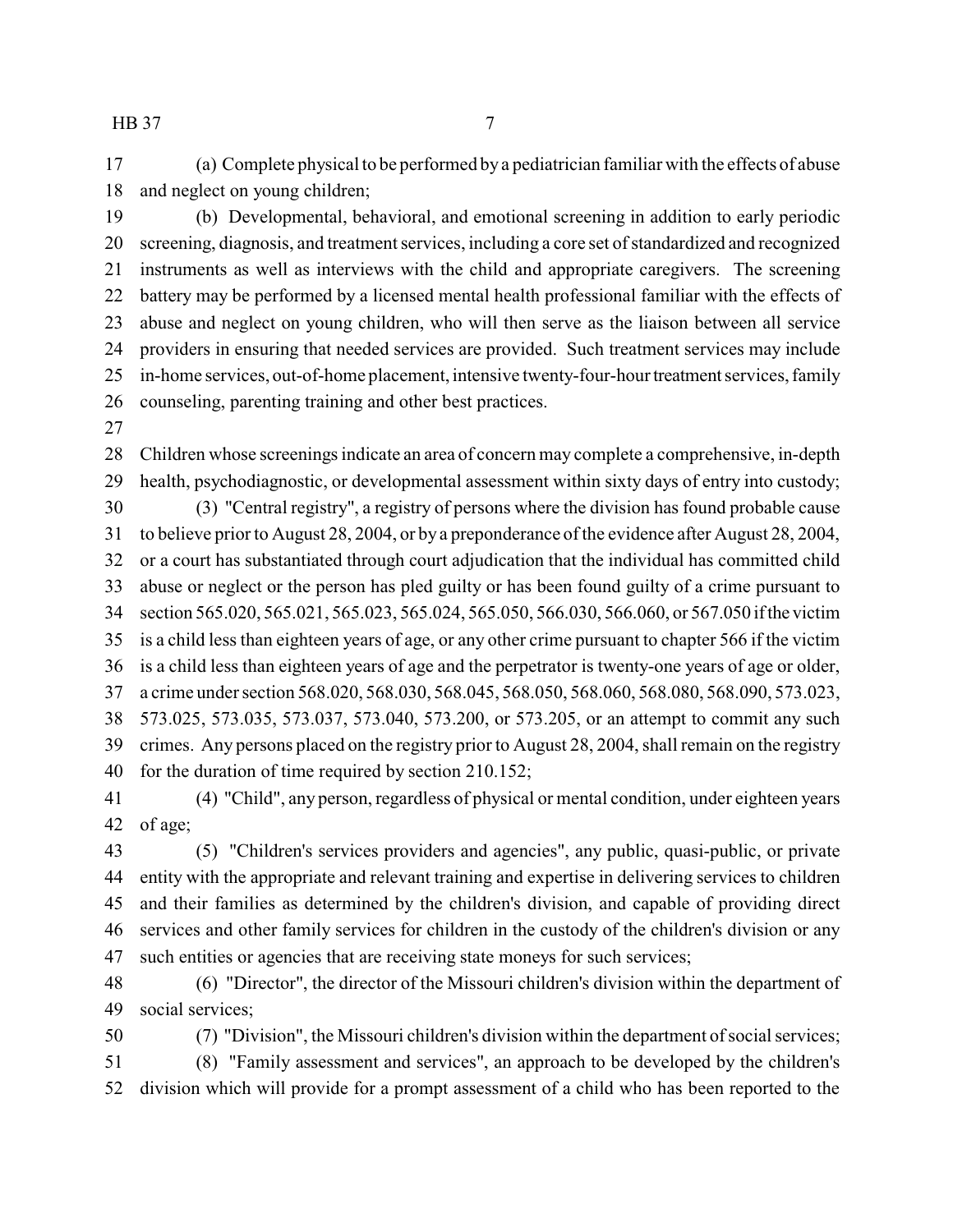(a) Complete physical to be performed by a pediatrician familiar with the effects of abuse and neglect on young children;

(b) Developmental, behavioral, and emotional screening in addition to early periodic screening, diagnosis, and treatment services, including a core set of standardized and recognized instruments as well as interviews with the child and appropriate caregivers. The screening battery may be performed by a licensed mental health professional familiar with the effects of abuse and neglect on young children, who will then serve as the liaison between all service providers in ensuring that needed services are provided. Such treatment services may include in-home services, out-of-home placement, intensive twenty-four-hour treatment services, family counseling, parenting training and other best practices.

Children whose screenings indicate an area of concern may complete a comprehensive, in-depth health, psychodiagnostic, or developmental assessment within sixty days of entry into custody;

(3) "Central registry", a registry of persons where the division has found probable cause to believe prior to August 28, 2004, or by a preponderance of the evidence after August 28, 2004, or a court has substantiated through court adjudication that the individual has committed child abuse or neglect or the person has pled guilty or has been found guilty of a crime pursuant to section 565.020, 565.021, 565.023, 565.024, 565.050, 566.030, 566.060, or 567.050 if the victim is a child less than eighteen years of age, or any other crime pursuant to chapter 566 if the victim is a child less than eighteen years of age and the perpetrator is twenty-one years of age or older, a crime under section 568.020, 568.030, 568.045, 568.050, 568.060, 568.080, 568.090, 573.023, 573.025, 573.035, 573.037, 573.040, 573.200, or 573.205, or an attempt to commit any such crimes. Any persons placed on the registry prior to August 28, 2004, shall remain on the registry for the duration of time required by section 210.152;

(4) "Child", any person, regardless of physical or mental condition, under eighteen years of age;

(5) "Children's services providers and agencies", any public, quasi-public, or private entity with the appropriate and relevant training and expertise in delivering services to children and their families as determined by the children's division, and capable of providing direct services and other family services for children in the custody of the children's division or any such entities or agencies that are receiving state moneys for such services;

(6) "Director", the director of the Missouri children's division within the department of social services;

(7) "Division", the Missouri children's division within the department of social services;

(8) "Family assessment and services", an approach to be developed by the children's division which will provide for a prompt assessment of a child who has been reported to the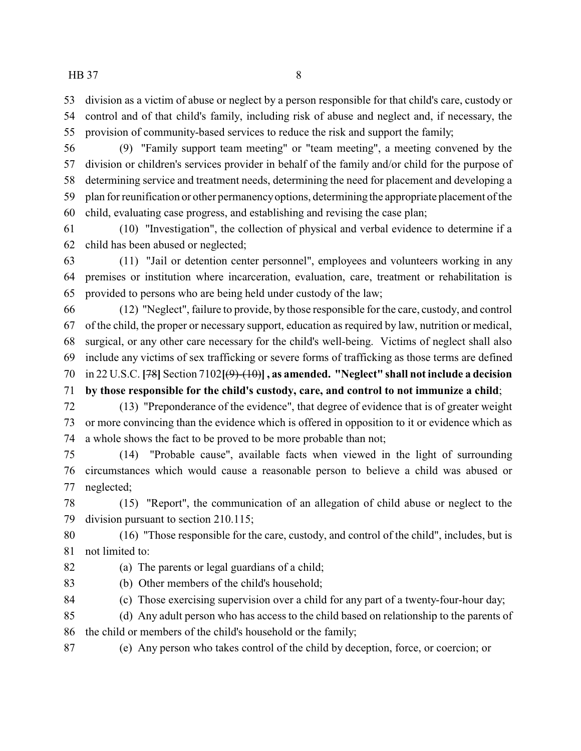division as a victim of abuse or neglect by a person responsible for that child's care, custody or control and of that child's family, including risk of abuse and neglect and, if necessary, the provision of community-based services to reduce the risk and support the family;

(9) "Family support team meeting" or "team meeting", a meeting convened by the division or children's services provider in behalf of the family and/or child for the purpose of determining service and treatment needs, determining the need for placement and developing a plan for reunification or other permanency options, determining the appropriate placement of the child, evaluating case progress, and establishing and revising the case plan;

(10) "Investigation", the collection of physical and verbal evidence to determine if a child has been abused or neglected;

(11) "Jail or detention center personnel", employees and volunteers working in any premises or institution where incarceration, evaluation, care, treatment or rehabilitation is provided to persons who are being held under custody of the law;

(12) "Neglect", failure to provide, by those responsible for the care, custody, and control of the child, the proper or necessary support, education as required by law, nutrition or medical, surgical, or any other care necessary for the child's well-being. Victims of neglect shall also include any victims of sex trafficking or severe forms of trafficking as those terms are defined in 22 U.S.C. **[**~~78~~**]** Section 7102**[**~~(9)-(10)~~**] , as amended. "Neglect" shall not include a decision by those responsible for the child's custody, care, and control to not immunize a child**;

(13) "Preponderance of the evidence", that degree of evidence that is of greater weight or more convincing than the evidence which is offered in opposition to it or evidence which as a whole shows the fact to be proved to be more probable than not;

(14) "Probable cause", available facts when viewed in the light of surrounding circumstances which would cause a reasonable person to believe a child was abused or neglected;

(15) "Report", the communication of an allegation of child abuse or neglect to the division pursuant to section 210.115;

(16) "Those responsible for the care, custody, and control of the child", includes, but is not limited to:

(a) The parents or legal guardians of a child;

(b) Other members of the child's household;

(c) Those exercising supervision over a child for any part of a twenty-four-hour day;

(d) Any adult person who has access to the child based on relationship to the parents of the child or members of the child's household or the family;

(e) Any person who takes control of the child by deception, force, or coercion; or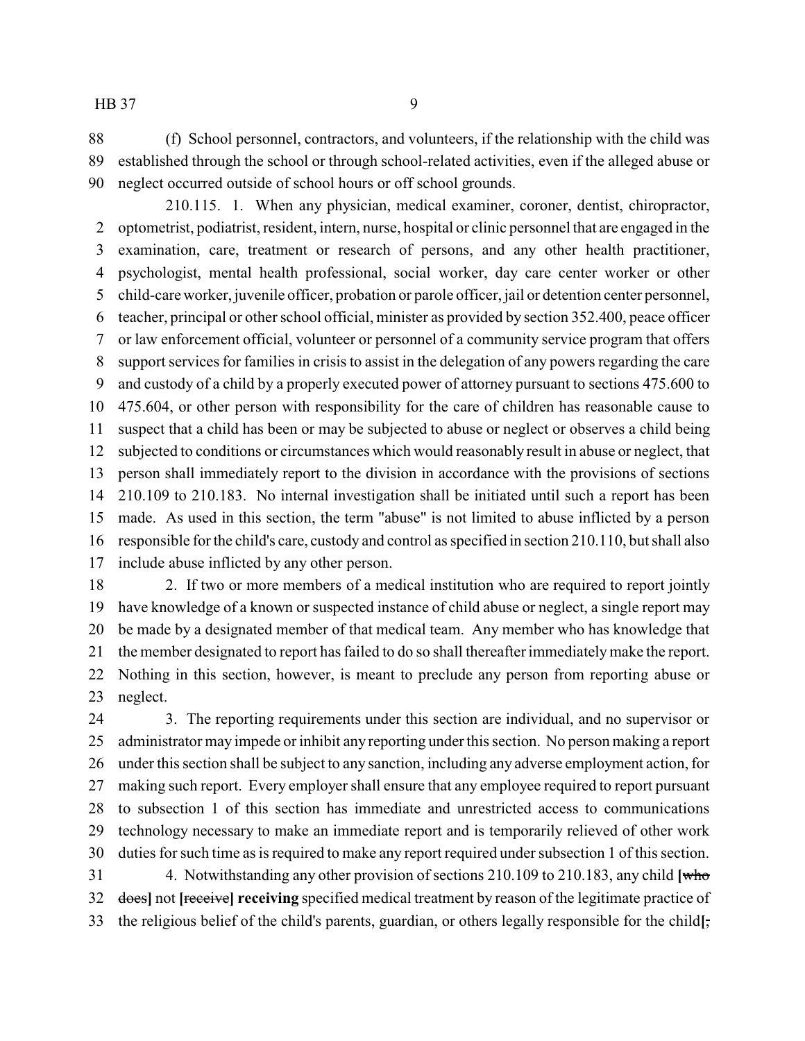(f) School personnel, contractors, and volunteers, if the relationship with the child was established through the school or through school-related activities, even if the alleged abuse or neglect occurred outside of school hours or off school grounds.

210.115. 1. When any physician, medical examiner, coroner, dentist, chiropractor, optometrist, podiatrist, resident, intern, nurse, hospital or clinic personnel that are engaged in the examination, care, treatment or research of persons, and any other health practitioner, psychologist, mental health professional, social worker, day care center worker or other child-care worker, juvenile officer, probation or parole officer, jail or detention center personnel, teacher, principal or other school official, minister as provided by section 352.400, peace officer or law enforcement official, volunteer or personnel of a community service program that offers support services for families in crisis to assist in the delegation of any powers regarding the care and custody of a child by a properly executed power of attorney pursuant to sections 475.600 to 475.604, or other person with responsibility for the care of children has reasonable cause to suspect that a child has been or may be subjected to abuse or neglect or observes a child being subjected to conditions or circumstances which would reasonably result in abuse or neglect, that person shall immediately report to the division in accordance with the provisions of sections 210.109 to 210.183. No internal investigation shall be initiated until such a report has been made. As used in this section, the term "abuse" is not limited to abuse inflicted by a person responsible for the child's care, custody and control as specified in section 210.110, but shall also include abuse inflicted by any other person.

2. If two or more members of a medical institution who are required to report jointly have knowledge of a known or suspected instance of child abuse or neglect, a single report may be made by a designated member of that medical team. Any member who has knowledge that the member designated to report has failed to do so shall thereafter immediately make the report. Nothing in this section, however, is meant to preclude any person from reporting abuse or neglect.

3. The reporting requirements under this section are individual, and no supervisor or administrator may impede or inhibit any reporting under this section. No person making a report under this section shall be subject to any sanction, including any adverse employment action, for making such report. Every employer shall ensure that any employee required to report pursuant to subsection 1 of this section has immediate and unrestricted access to communications technology necessary to make an immediate report and is temporarily relieved of other work duties for such time as is required to make any report required under subsection 1 of this section.

4. Notwithstanding any other provision of sections 210.109 to 210.183, any child **[**~~who does~~**]** not **[**~~receive~~**] receiving** specified medical treatment by reason of the legitimate practice of the religious belief of the child's parents, guardian, or others legally responsible for the child**[**~~,~~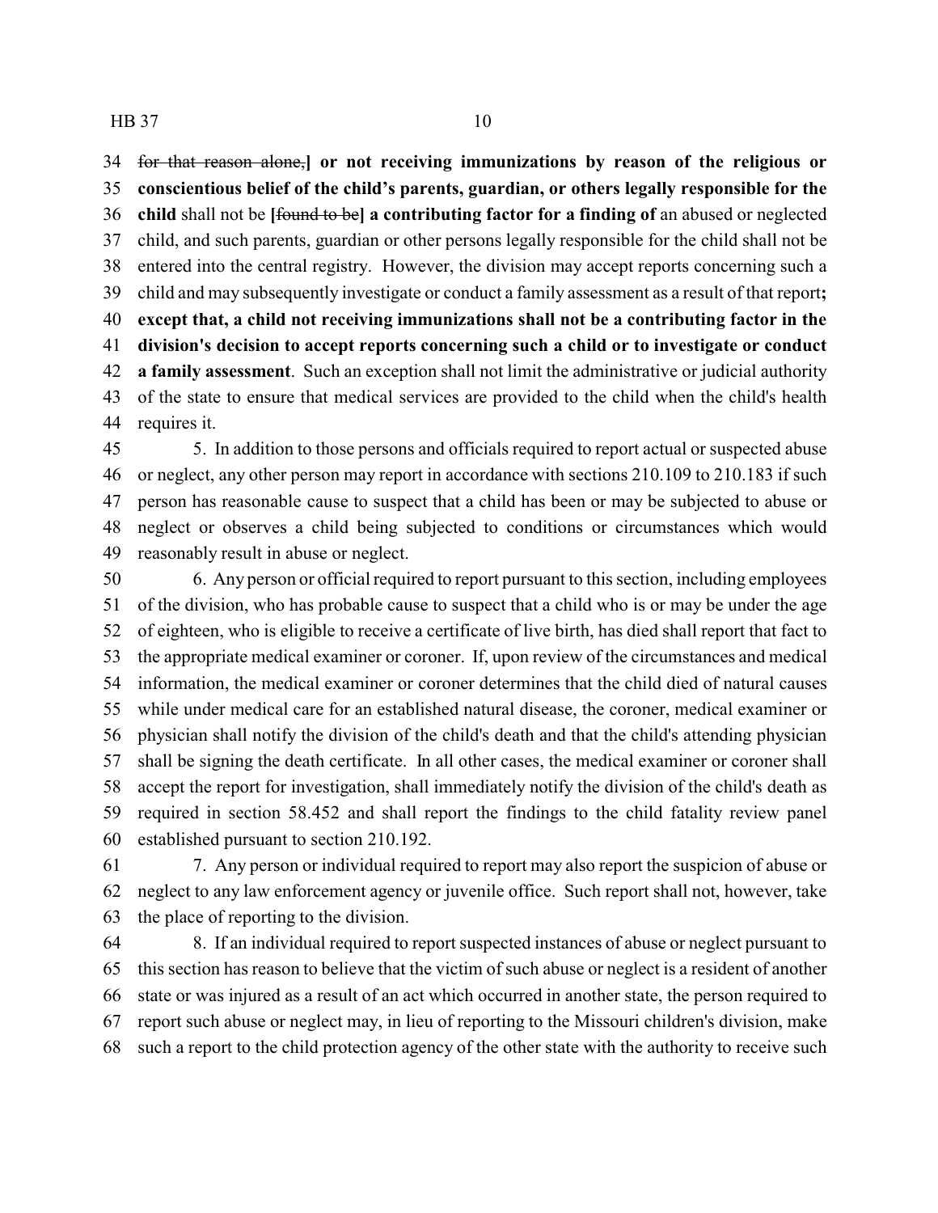~~for that reason alone,~~**]** **or not receiving immunizations by reason of the religious or conscientious belief of the child's parents, guardian, or others legally responsible for the child** shall not be **[**~~found to be~~**]** **a contributing factor for a finding of** an abused or neglected child, and such parents, guardian or other persons legally responsible for the child shall not be entered into the central registry. However, the division may accept reports concerning such a child and may subsequently investigate or conduct a family assessment as a result of that report**; except that, a child not receiving immunizations shall not be a contributing factor in the division's decision to accept reports concerning such a child or to investigate or conduct a family assessment**. Such an exception shall not limit the administrative or judicial authority of the state to ensure that medical services are provided to the child when the child's health requires it.

5. In addition to those persons and officials required to report actual or suspected abuse or neglect, any other person may report in accordance with sections 210.109 to 210.183 if such person has reasonable cause to suspect that a child has been or may be subjected to abuse or neglect or observes a child being subjected to conditions or circumstances which would reasonably result in abuse or neglect.

6. Any person or official required to report pursuant to this section, including employees of the division, who has probable cause to suspect that a child who is or may be under the age of eighteen, who is eligible to receive a certificate of live birth, has died shall report that fact to the appropriate medical examiner or coroner. If, upon review of the circumstances and medical information, the medical examiner or coroner determines that the child died of natural causes while under medical care for an established natural disease, the coroner, medical examiner or physician shall notify the division of the child's death and that the child's attending physician shall be signing the death certificate. In all other cases, the medical examiner or coroner shall accept the report for investigation, shall immediately notify the division of the child's death as required in section 58.452 and shall report the findings to the child fatality review panel established pursuant to section 210.192.

7. Any person or individual required to report may also report the suspicion of abuse or neglect to any law enforcement agency or juvenile office. Such report shall not, however, take the place of reporting to the division.

8. If an individual required to report suspected instances of abuse or neglect pursuant to this section has reason to believe that the victim of such abuse or neglect is a resident of another state or was injured as a result of an act which occurred in another state, the person required to report such abuse or neglect may, in lieu of reporting to the Missouri children's division, make such a report to the child protection agency of the other state with the authority to receive such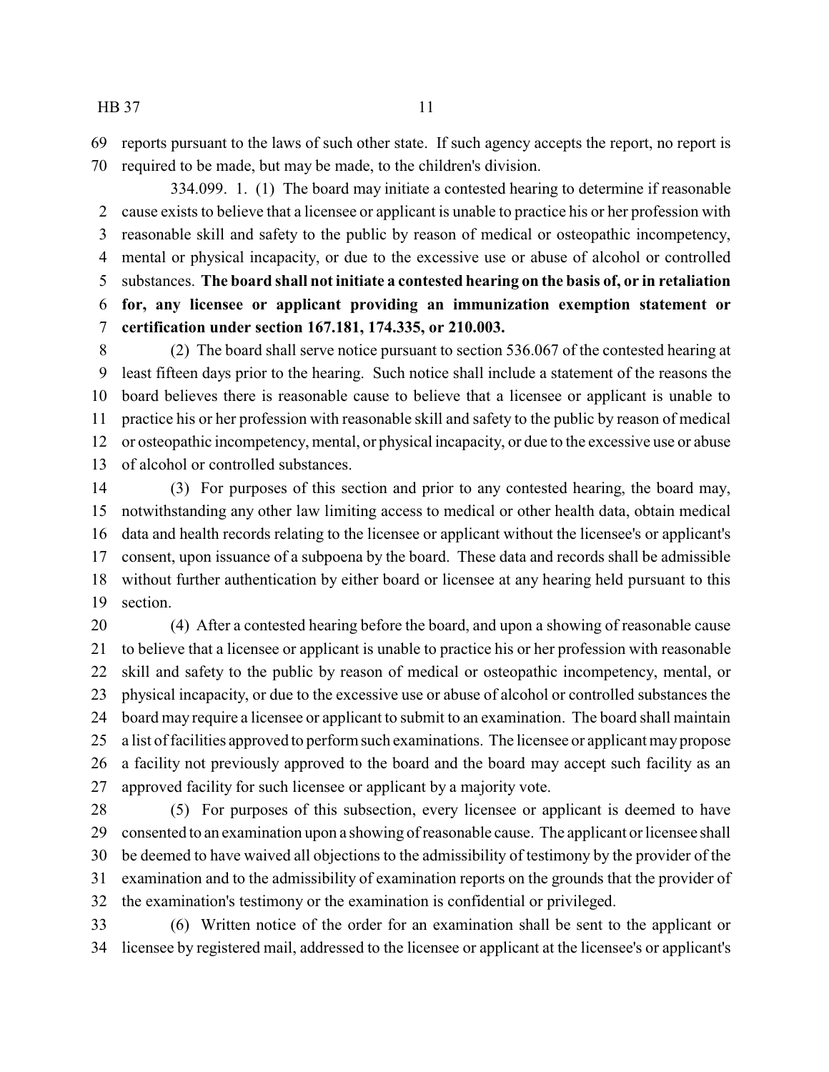reports pursuant to the laws of such other state. If such agency accepts the report, no report is required to be made, but may be made, to the children's division.

334.099. 1. (1) The board may initiate a contested hearing to determine if reasonable cause exists to believe that a licensee or applicant is unable to practice his or her profession with reasonable skill and safety to the public by reason of medical or osteopathic incompetency, mental or physical incapacity, or due to the excessive use or abuse of alcohol or controlled substances. **The board shall not initiate a contested hearing on the basis of, or in retaliation for, any licensee or applicant providing an immunization exemption statement or certification under section 167.181, 174.335, or 210.003.**

(2) The board shall serve notice pursuant to section 536.067 of the contested hearing at least fifteen days prior to the hearing. Such notice shall include a statement of the reasons the board believes there is reasonable cause to believe that a licensee or applicant is unable to practice his or her profession with reasonable skill and safety to the public by reason of medical or osteopathic incompetency, mental, or physical incapacity, or due to the excessive use or abuse of alcohol or controlled substances.

(3) For purposes of this section and prior to any contested hearing, the board may, notwithstanding any other law limiting access to medical or other health data, obtain medical data and health records relating to the licensee or applicant without the licensee's or applicant's consent, upon issuance of a subpoena by the board. These data and records shall be admissible without further authentication by either board or licensee at any hearing held pursuant to this section.

(4) After a contested hearing before the board, and upon a showing of reasonable cause to believe that a licensee or applicant is unable to practice his or her profession with reasonable skill and safety to the public by reason of medical or osteopathic incompetency, mental, or physical incapacity, or due to the excessive use or abuse of alcohol or controlled substances the board may require a licensee or applicant to submit to an examination. The board shall maintain a list of facilities approved to perform such examinations. The licensee or applicant may propose a facility not previously approved to the board and the board may accept such facility as an approved facility for such licensee or applicant by a majority vote.

(5) For purposes of this subsection, every licensee or applicant is deemed to have consented to an examination upon a showing of reasonable cause. The applicant or licensee shall be deemed to have waived all objections to the admissibility of testimony by the provider of the examination and to the admissibility of examination reports on the grounds that the provider of the examination's testimony or the examination is confidential or privileged.

(6) Written notice of the order for an examination shall be sent to the applicant or licensee by registered mail, addressed to the licensee or applicant at the licensee's or applicant's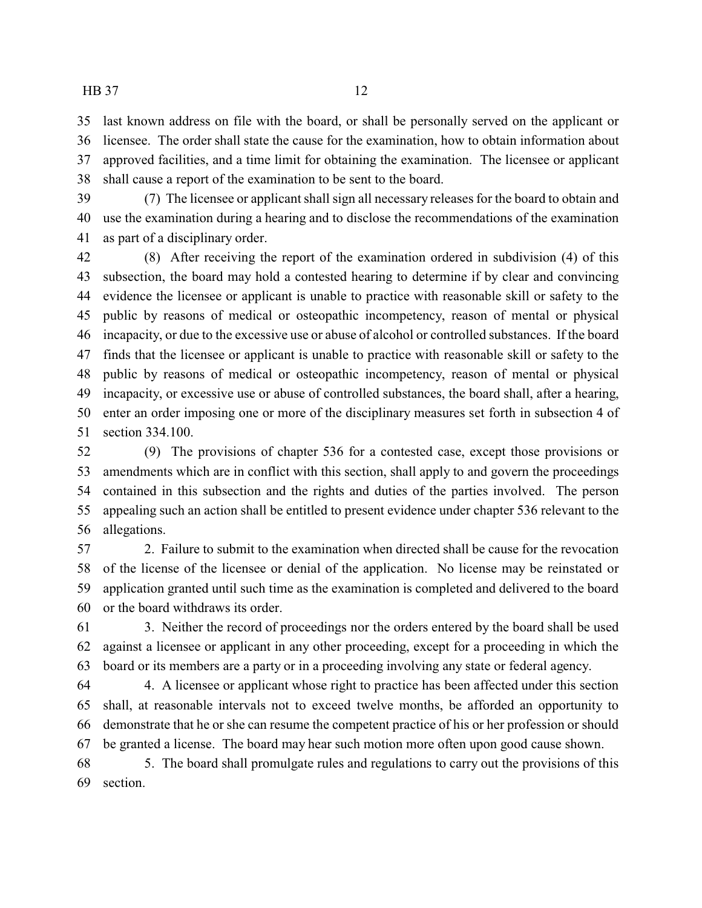last known address on file with the board, or shall be personally served on the applicant or licensee. The order shall state the cause for the examination, how to obtain information about approved facilities, and a time limit for obtaining the examination. The licensee or applicant shall cause a report of the examination to be sent to the board.

(7) The licensee or applicant shall sign all necessary releases for the board to obtain and use the examination during a hearing and to disclose the recommendations of the examination as part of a disciplinary order.

(8) After receiving the report of the examination ordered in subdivision (4) of this subsection, the board may hold a contested hearing to determine if by clear and convincing evidence the licensee or applicant is unable to practice with reasonable skill or safety to the public by reasons of medical or osteopathic incompetency, reason of mental or physical incapacity, or due to the excessive use or abuse of alcohol or controlled substances. If the board finds that the licensee or applicant is unable to practice with reasonable skill or safety to the public by reasons of medical or osteopathic incompetency, reason of mental or physical incapacity, or excessive use or abuse of controlled substances, the board shall, after a hearing, enter an order imposing one or more of the disciplinary measures set forth in subsection 4 of section 334.100.

(9) The provisions of chapter 536 for a contested case, except those provisions or amendments which are in conflict with this section, shall apply to and govern the proceedings contained in this subsection and the rights and duties of the parties involved. The person appealing such an action shall be entitled to present evidence under chapter 536 relevant to the allegations.

2. Failure to submit to the examination when directed shall be cause for the revocation of the license of the licensee or denial of the application. No license may be reinstated or application granted until such time as the examination is completed and delivered to the board or the board withdraws its order.

3. Neither the record of proceedings nor the orders entered by the board shall be used against a licensee or applicant in any other proceeding, except for a proceeding in which the board or its members are a party or in a proceeding involving any state or federal agency.

4. A licensee or applicant whose right to practice has been affected under this section shall, at reasonable intervals not to exceed twelve months, be afforded an opportunity to demonstrate that he or she can resume the competent practice of his or her profession or should be granted a license. The board may hear such motion more often upon good cause shown.

5. The board shall promulgate rules and regulations to carry out the provisions of this section.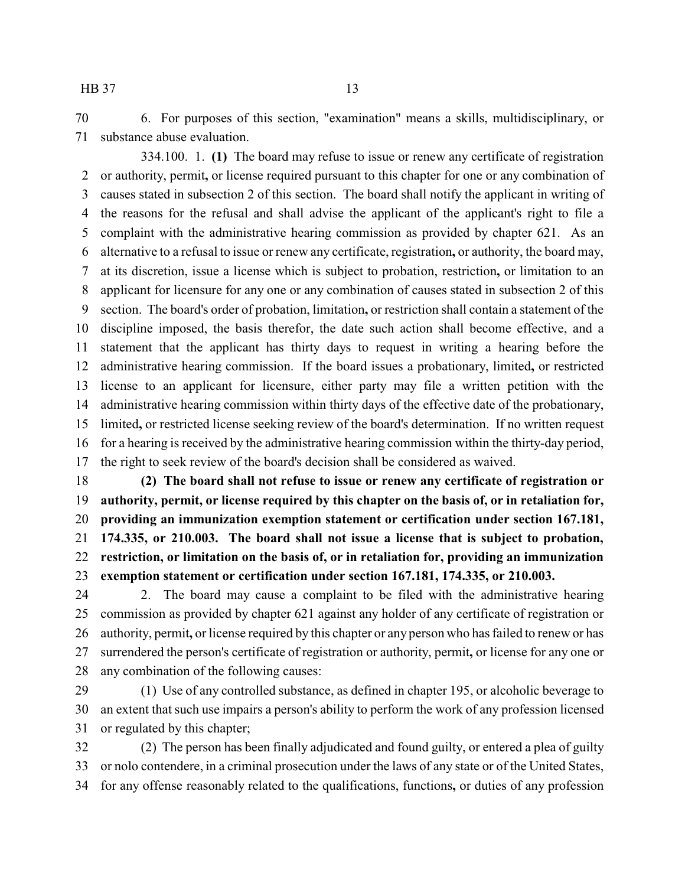6. For purposes of this section, "examination" means a skills, multidisciplinary, or substance abuse evaluation.

334.100. 1. **(1)** The board may refuse to issue or renew any certificate of registration or authority, permit**,** or license required pursuant to this chapter for one or any combination of causes stated in subsection 2 of this section. The board shall notify the applicant in writing of the reasons for the refusal and shall advise the applicant of the applicant's right to file a complaint with the administrative hearing commission as provided by chapter 621. As an alternative to a refusal to issue or renew any certificate, registration**,** or authority, the board may, at its discretion, issue a license which is subject to probation, restriction**,** or limitation to an applicant for licensure for any one or any combination of causes stated in subsection 2 of this section. The board's order of probation, limitation**,** or restriction shall contain a statement of the discipline imposed, the basis therefor, the date such action shall become effective, and a statement that the applicant has thirty days to request in writing a hearing before the administrative hearing commission. If the board issues a probationary, limited**,** or restricted license to an applicant for licensure, either party may file a written petition with the administrative hearing commission within thirty days of the effective date of the probationary, limited**,** or restricted license seeking review of the board's determination. If no written request for a hearing is received by the administrative hearing commission within the thirty-day period, the right to seek review of the board's decision shall be considered as waived.

**(2) The board shall not refuse to issue or renew any certificate of registration or authority, permit, or license required by this chapter on the basis of, or in retaliation for, providing an immunization exemption statement or certification under section 167.181, 174.335, or 210.003. The board shall not issue a license that is subject to probation, restriction, or limitation on the basis of, or in retaliation for, providing an immunization exemption statement or certification under section 167.181, 174.335, or 210.003.**

2. The board may cause a complaint to be filed with the administrative hearing commission as provided by chapter 621 against any holder of any certificate of registration or authority, permit**,** or license required by this chapter or any person who has failed to renew or has surrendered the person's certificate of registration or authority, permit**,** or license for any one or any combination of the following causes:

(1) Use of any controlled substance, as defined in chapter 195, or alcoholic beverage to an extent that such use impairs a person's ability to perform the work of any profession licensed or regulated by this chapter;

(2) The person has been finally adjudicated and found guilty, or entered a plea of guilty or nolo contendere, in a criminal prosecution under the laws of any state or of the United States, for any offense reasonably related to the qualifications, functions**,** or duties of any profession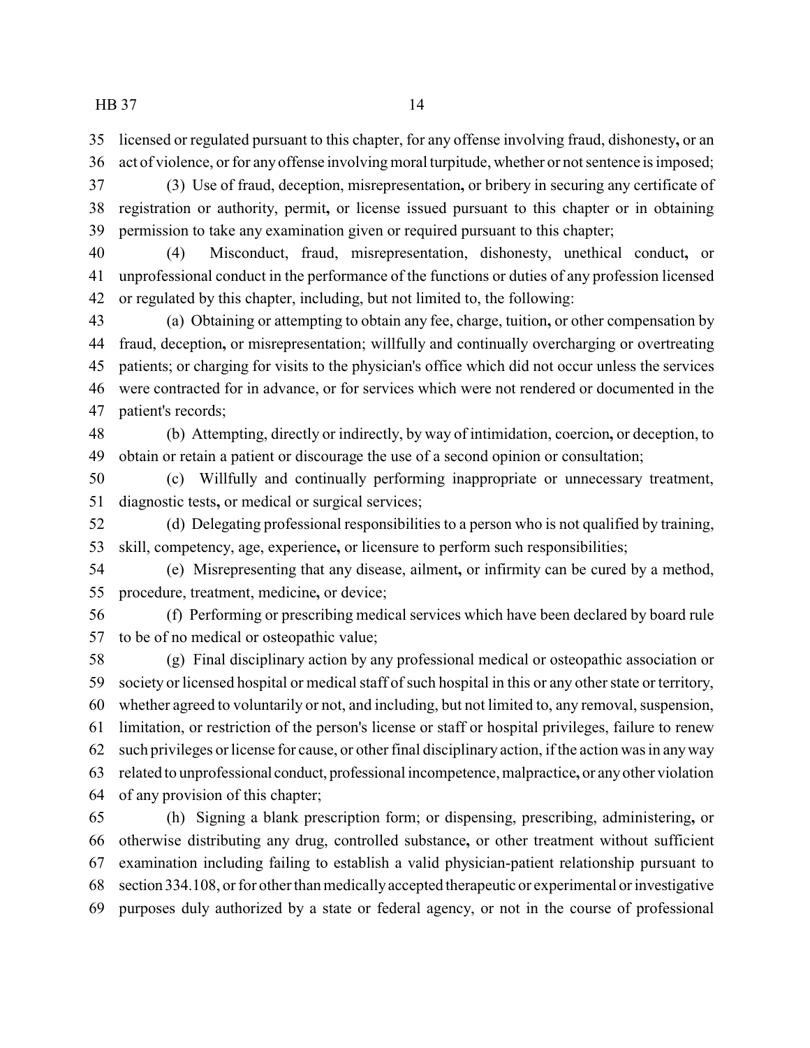licensed or regulated pursuant to this chapter, for any offense involving fraud, dishonesty, or an act of violence, or for any offense involving moral turpitude, whether or not sentence is imposed;

(3) Use of fraud, deception, misrepresentation, or bribery in securing any certificate of registration or authority, permit, or license issued pursuant to this chapter or in obtaining permission to take any examination given or required pursuant to this chapter;

(4) Misconduct, fraud, misrepresentation, dishonesty, unethical conduct, or unprofessional conduct in the performance of the functions or duties of any profession licensed or regulated by this chapter, including, but not limited to, the following:

(a) Obtaining or attempting to obtain any fee, charge, tuition, or other compensation by fraud, deception, or misrepresentation; willfully and continually overcharging or overtreating patients; or charging for visits to the physician's office which did not occur unless the services were contracted for in advance, or for services which were not rendered or documented in the patient's records;

(b) Attempting, directly or indirectly, by way of intimidation, coercion, or deception, to obtain or retain a patient or discourage the use of a second opinion or consultation;

(c) Willfully and continually performing inappropriate or unnecessary treatment, diagnostic tests, or medical or surgical services;

(d) Delegating professional responsibilities to a person who is not qualified by training, skill, competency, age, experience, or licensure to perform such responsibilities;

(e) Misrepresenting that any disease, ailment, or infirmity can be cured by a method, procedure, treatment, medicine, or device;

(f) Performing or prescribing medical services which have been declared by board rule to be of no medical or osteopathic value;

(g) Final disciplinary action by any professional medical or osteopathic association or society or licensed hospital or medical staff of such hospital in this or any other state or territory, whether agreed to voluntarily or not, and including, but not limited to, any removal, suspension, limitation, or restriction of the person's license or staff or hospital privileges, failure to renew such privileges or license for cause, or other final disciplinary action, if the action was in any way related to unprofessional conduct, professional incompetence, malpractice, or any other violation of any provision of this chapter;

(h) Signing a blank prescription form; or dispensing, prescribing, administering, or otherwise distributing any drug, controlled substance, or other treatment without sufficient examination including failing to establish a valid physician-patient relationship pursuant to section 334.108, or for other than medically accepted therapeutic or experimental or investigative purposes duly authorized by a state or federal agency, or not in the course of professional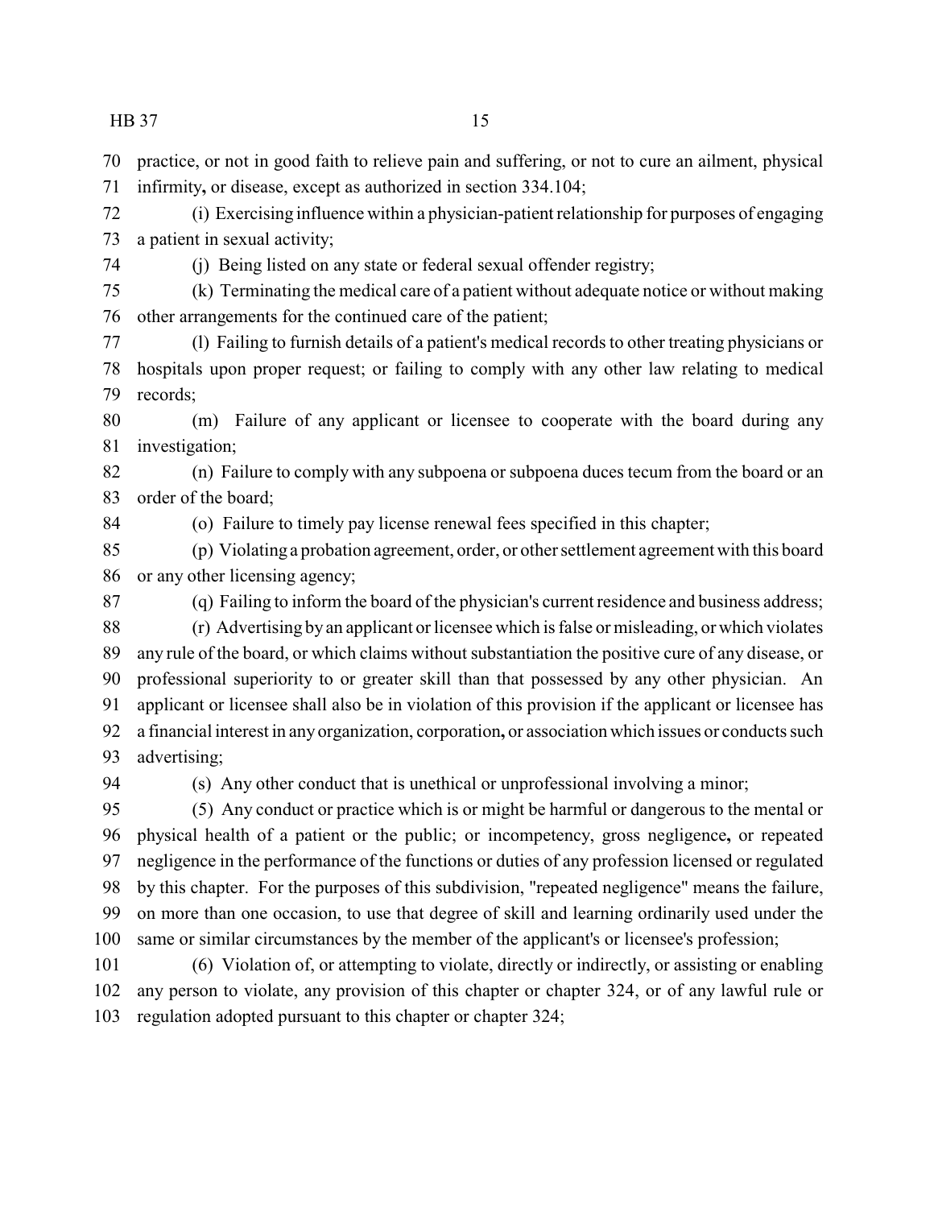practice, or not in good faith to relieve pain and suffering, or not to cure an ailment, physical infirmity, or disease, except as authorized in section 334.104;

(i) Exercising influence within a physician-patient relationship for purposes of engaging a patient in sexual activity;

(j) Being listed on any state or federal sexual offender registry;

(k) Terminating the medical care of a patient without adequate notice or without making other arrangements for the continued care of the patient;

(l) Failing to furnish details of a patient's medical records to other treating physicians or hospitals upon proper request; or failing to comply with any other law relating to medical records;

(m) Failure of any applicant or licensee to cooperate with the board during any investigation;

(n) Failure to comply with any subpoena or subpoena duces tecum from the board or an order of the board;

(o) Failure to timely pay license renewal fees specified in this chapter;

(p) Violating a probation agreement, order, or other settlement agreement with this board or any other licensing agency;

(q) Failing to inform the board of the physician's current residence and business address;

(r) Advertising by an applicant or licensee which is false or misleading, or which violates any rule of the board, or which claims without substantiation the positive cure of any disease, or professional superiority to or greater skill than that possessed by any other physician. An applicant or licensee shall also be in violation of this provision if the applicant or licensee has a financial interest in any organization, corporation, or association which issues or conducts such advertising;

(s) Any other conduct that is unethical or unprofessional involving a minor;

(5) Any conduct or practice which is or might be harmful or dangerous to the mental or physical health of a patient or the public; or incompetency, gross negligence, or repeated negligence in the performance of the functions or duties of any profession licensed or regulated by this chapter. For the purposes of this subdivision, "repeated negligence" means the failure, on more than one occasion, to use that degree of skill and learning ordinarily used under the same or similar circumstances by the member of the applicant's or licensee's profession;

(6) Violation of, or attempting to violate, directly or indirectly, or assisting or enabling any person to violate, any provision of this chapter or chapter 324, or of any lawful rule or regulation adopted pursuant to this chapter or chapter 324;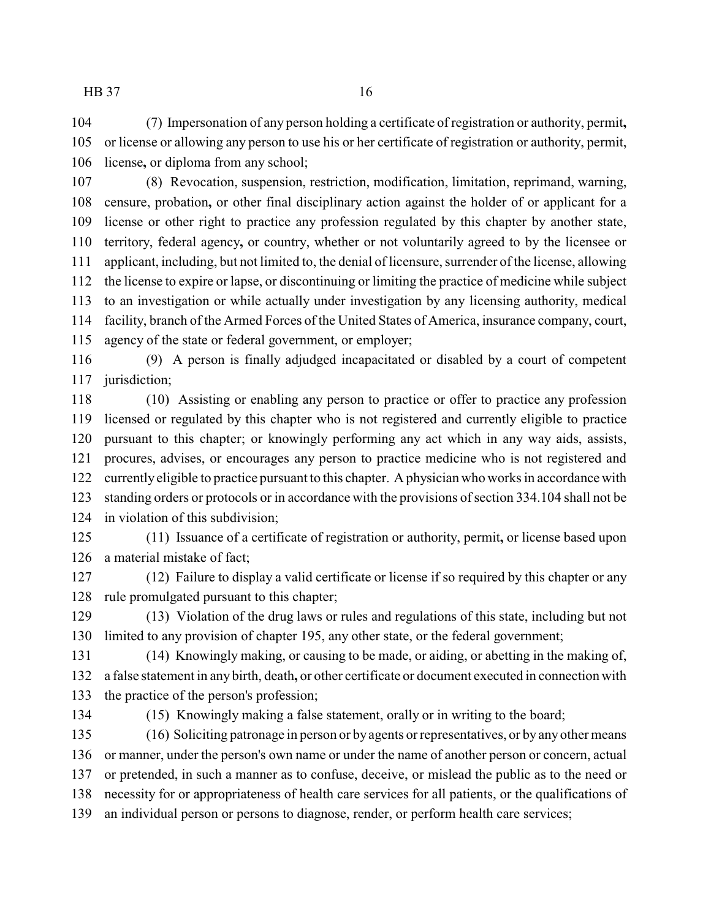(7) Impersonation of any person holding a certificate of registration or authority, permit**,** or license or allowing any person to use his or her certificate of registration or authority, permit, license**,** or diploma from any school;

(8) Revocation, suspension, restriction, modification, limitation, reprimand, warning, censure, probation**,** or other final disciplinary action against the holder of or applicant for a license or other right to practice any profession regulated by this chapter by another state, territory, federal agency**,** or country, whether or not voluntarily agreed to by the licensee or applicant, including, but not limited to, the denial of licensure, surrender of the license, allowing the license to expire or lapse, or discontinuing or limiting the practice of medicine while subject to an investigation or while actually under investigation by any licensing authority, medical facility, branch of the Armed Forces of the United States of America, insurance company, court, agency of the state or federal government, or employer;

(9) A person is finally adjudged incapacitated or disabled by a court of competent jurisdiction;

(10) Assisting or enabling any person to practice or offer to practice any profession licensed or regulated by this chapter who is not registered and currently eligible to practice pursuant to this chapter; or knowingly performing any act which in any way aids, assists, procures, advises, or encourages any person to practice medicine who is not registered and currently eligible to practice pursuant to this chapter. A physician who works in accordance with standing orders or protocols or in accordance with the provisions of section 334.104 shall not be in violation of this subdivision;

(11) Issuance of a certificate of registration or authority, permit**,** or license based upon a material mistake of fact;

(12) Failure to display a valid certificate or license if so required by this chapter or any rule promulgated pursuant to this chapter;

(13) Violation of the drug laws or rules and regulations of this state, including but not limited to any provision of chapter 195, any other state, or the federal government;

(14) Knowingly making, or causing to be made, or aiding, or abetting in the making of, a false statement in any birth, death**,** or other certificate or document executed in connection with the practice of the person's profession;

(15) Knowingly making a false statement, orally or in writing to the board;

(16) Soliciting patronage in person or by agents or representatives, or by any other means or manner, under the person's own name or under the name of another person or concern, actual or pretended, in such a manner as to confuse, deceive, or mislead the public as to the need or necessity for or appropriateness of health care services for all patients, or the qualifications of an individual person or persons to diagnose, render, or perform health care services;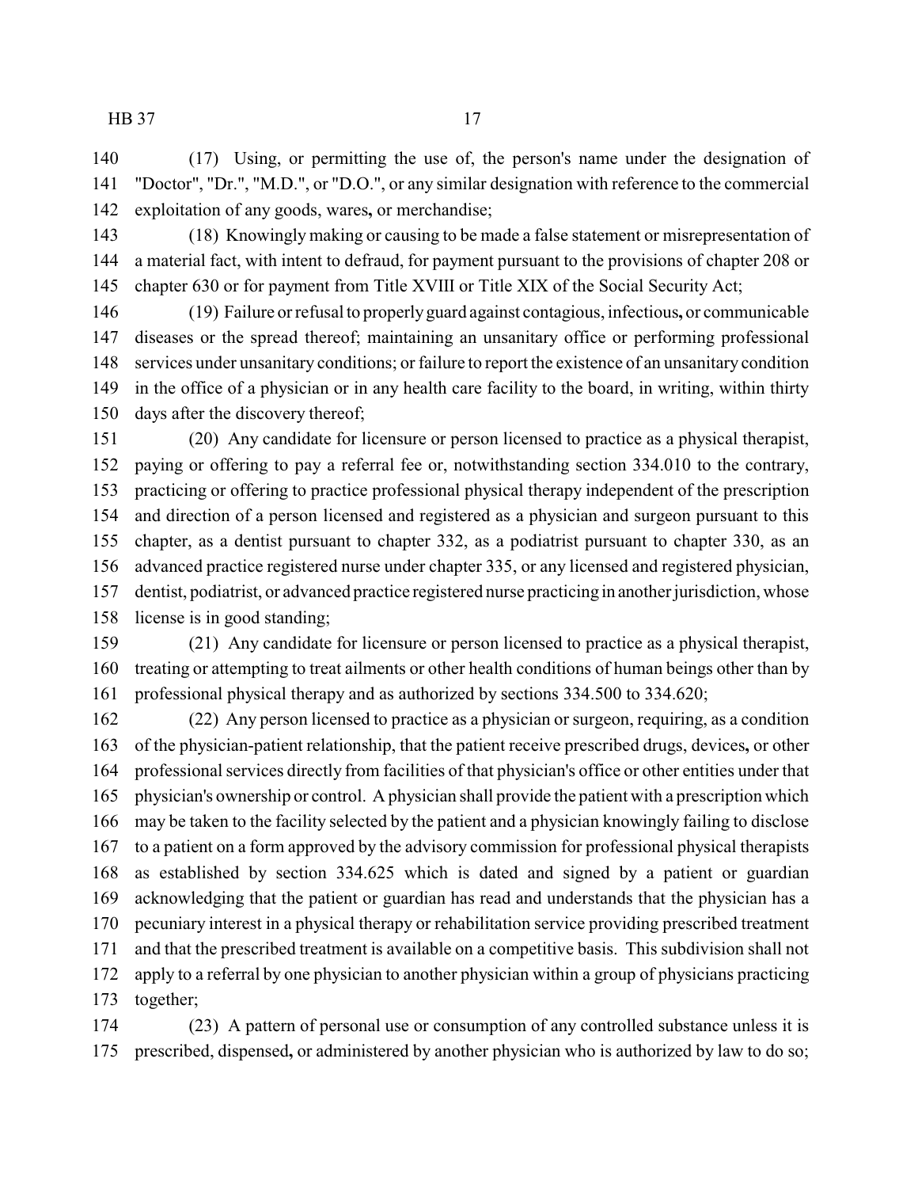(17) Using, or permitting the use of, the person's name under the designation of "Doctor", "Dr.", "M.D.", or "D.O.", or any similar designation with reference to the commercial exploitation of any goods, wares, or merchandise;

(18) Knowingly making or causing to be made a false statement or misrepresentation of a material fact, with intent to defraud, for payment pursuant to the provisions of chapter 208 or chapter 630 or for payment from Title XVIII or Title XIX of the Social Security Act;

(19) Failure or refusal to properly guard against contagious, infectious, or communicable diseases or the spread thereof; maintaining an unsanitary office or performing professional services under unsanitary conditions; or failure to report the existence of an unsanitary condition in the office of a physician or in any health care facility to the board, in writing, within thirty days after the discovery thereof;

(20) Any candidate for licensure or person licensed to practice as a physical therapist, paying or offering to pay a referral fee or, notwithstanding section 334.010 to the contrary, practicing or offering to practice professional physical therapy independent of the prescription and direction of a person licensed and registered as a physician and surgeon pursuant to this chapter, as a dentist pursuant to chapter 332, as a podiatrist pursuant to chapter 330, as an advanced practice registered nurse under chapter 335, or any licensed and registered physician, dentist, podiatrist, or advanced practice registered nurse practicing in another jurisdiction, whose license is in good standing;

(21) Any candidate for licensure or person licensed to practice as a physical therapist, treating or attempting to treat ailments or other health conditions of human beings other than by professional physical therapy and as authorized by sections 334.500 to 334.620;

(22) Any person licensed to practice as a physician or surgeon, requiring, as a condition of the physician-patient relationship, that the patient receive prescribed drugs, devices, or other professional services directly from facilities of that physician's office or other entities under that physician's ownership or control. A physician shall provide the patient with a prescription which may be taken to the facility selected by the patient and a physician knowingly failing to disclose to a patient on a form approved by the advisory commission for professional physical therapists as established by section 334.625 which is dated and signed by a patient or guardian acknowledging that the patient or guardian has read and understands that the physician has a pecuniary interest in a physical therapy or rehabilitation service providing prescribed treatment and that the prescribed treatment is available on a competitive basis. This subdivision shall not apply to a referral by one physician to another physician within a group of physicians practicing together;

(23) A pattern of personal use or consumption of any controlled substance unless it is prescribed, dispensed, or administered by another physician who is authorized by law to do so;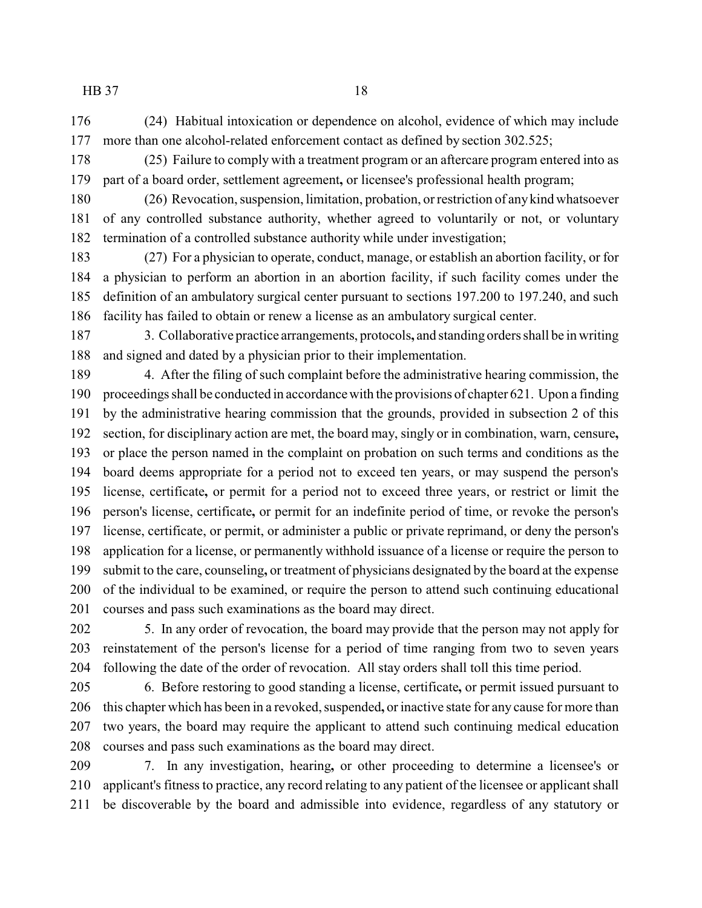(24) Habitual intoxication or dependence on alcohol, evidence of which may include more than one alcohol-related enforcement contact as defined by section 302.525;

(25) Failure to comply with a treatment program or an aftercare program entered into as part of a board order, settlement agreement**,** or licensee's professional health program;

(26) Revocation, suspension, limitation, probation, or restriction of any kind whatsoever of any controlled substance authority, whether agreed to voluntarily or not, or voluntary termination of a controlled substance authority while under investigation;

(27) For a physician to operate, conduct, manage, or establish an abortion facility, or for a physician to perform an abortion in an abortion facility, if such facility comes under the definition of an ambulatory surgical center pursuant to sections 197.200 to 197.240, and such facility has failed to obtain or renew a license as an ambulatory surgical center.

3. Collaborative practice arrangements, protocols**,** and standing orders shall be in writing and signed and dated by a physician prior to their implementation.

4. After the filing of such complaint before the administrative hearing commission, the proceedings shall be conducted in accordance with the provisions of chapter 621. Upon a finding by the administrative hearing commission that the grounds, provided in subsection 2 of this section, for disciplinary action are met, the board may, singly or in combination, warn, censure**,** or place the person named in the complaint on probation on such terms and conditions as the board deems appropriate for a period not to exceed ten years, or may suspend the person's license, certificate**,** or permit for a period not to exceed three years, or restrict or limit the person's license, certificate**,** or permit for an indefinite period of time, or revoke the person's license, certificate, or permit, or administer a public or private reprimand, or deny the person's application for a license, or permanently withhold issuance of a license or require the person to submit to the care, counseling**,** or treatment of physicians designated by the board at the expense of the individual to be examined, or require the person to attend such continuing educational courses and pass such examinations as the board may direct.

5. In any order of revocation, the board may provide that the person may not apply for reinstatement of the person's license for a period of time ranging from two to seven years following the date of the order of revocation. All stay orders shall toll this time period.

6. Before restoring to good standing a license, certificate**,** or permit issued pursuant to this chapter which has been in a revoked, suspended**,** or inactive state for any cause for more than two years, the board may require the applicant to attend such continuing medical education courses and pass such examinations as the board may direct.

7. In any investigation, hearing**,** or other proceeding to determine a licensee's or applicant's fitness to practice, any record relating to any patient of the licensee or applicant shall be discoverable by the board and admissible into evidence, regardless of any statutory or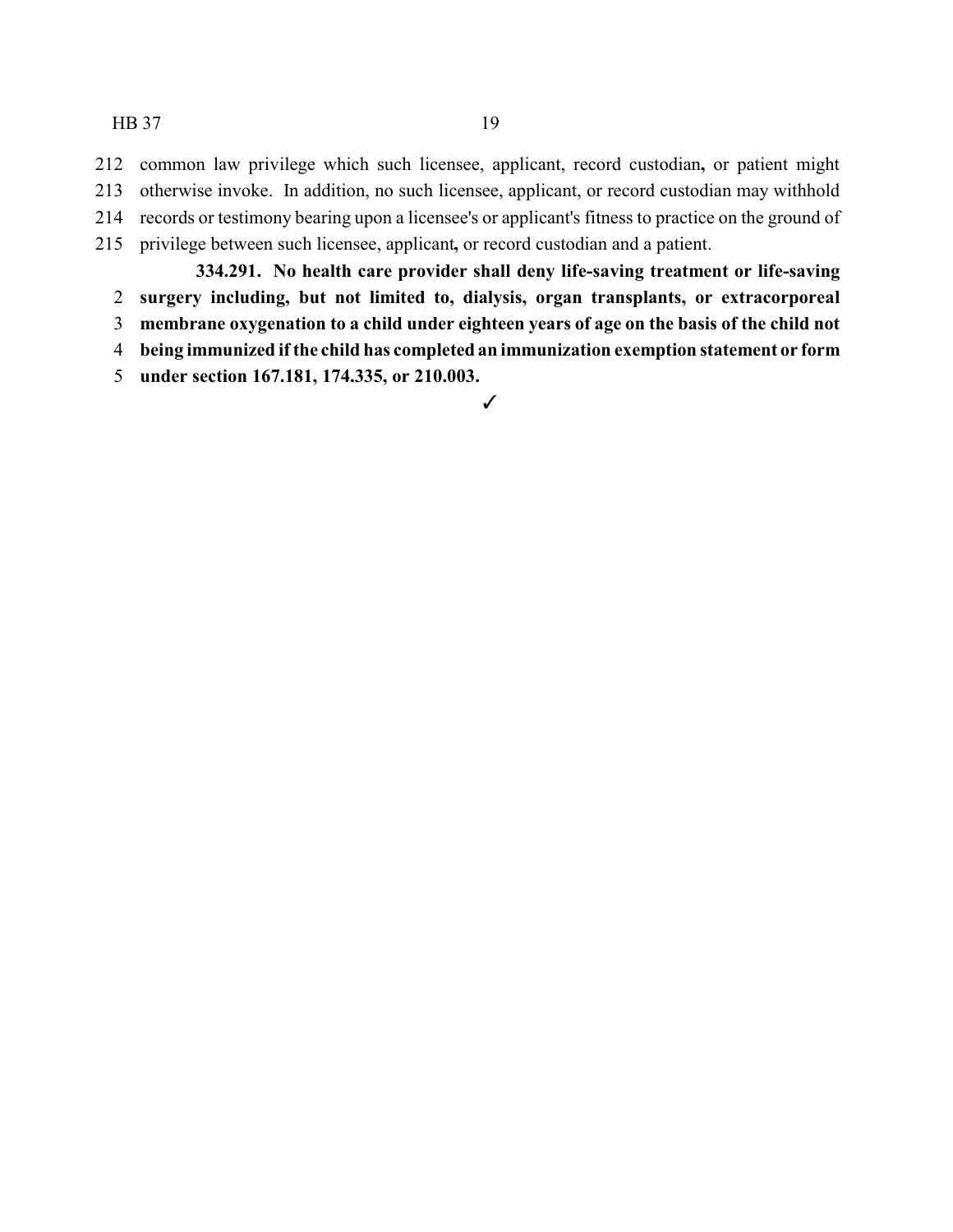212 common law privilege which such licensee, applicant, record custodian**,** or patient might
213 otherwise invoke. In addition, no such licensee, applicant, or record custodian may withhold
214 records or testimony bearing upon a licensee's or applicant's fitness to practice on the ground of
215 privilege between such licensee, applicant**,** or record custodian and a patient.

**334.291. No health care provider shall deny life-saving treatment or life-saving**
2 **surgery including, but not limited to, dialysis, organ transplants, or extracorporeal**
3 **membrane oxygenation to a child under eighteen years of age on the basis of the child not**
4 **being immunized if the child has completed an immunization exemption statement or form**
5 **under section 167.181, 174.335, or 210.003.**

✓